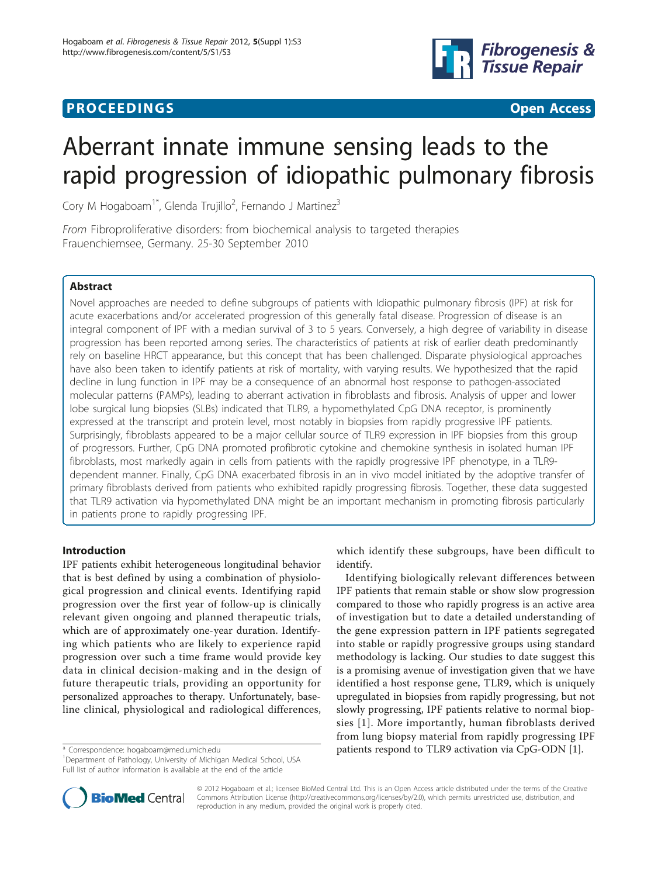**PROCEEDINGS** **Open Access**

# Aberrant innate immune sensing leads to the rapid progression of idiopathic pulmonary fibrosis

Cory M Hogaboam[1*], Glenda Trujillo[2], Fernando J Martinez[3]

*From* Fibroproliferative disorders: from biochemical analysis to targeted therapies
Frauenchiemsee, Germany. 25-30 September 2010

## Abstract

Novel approaches are needed to define subgroups of patients with Idiopathic pulmonary fibrosis (IPF) at risk for acute exacerbations and/or accelerated progression of this generally fatal disease. Progression of disease is an integral component of IPF with a median survival of 3 to 5 years. Conversely, a high degree of variability in disease progression has been reported among series. The characteristics of patients at risk of earlier death predominantly rely on baseline HRCT appearance, but this concept that has been challenged. Disparate physiological approaches have also been taken to identify patients at risk of mortality, with varying results. We hypothesized that the rapid decline in lung function in IPF may be a consequence of an abnormal host response to pathogen-associated molecular patterns (PAMPs), leading to aberrant activation in fibroblasts and fibrosis. Analysis of upper and lower lobe surgical lung biopsies (SLBs) indicated that TLR9, a hypomethylated CpG DNA receptor, is prominently expressed at the transcript and protein level, most notably in biopsies from rapidly progressive IPF patients. Surprisingly, fibroblasts appeared to be a major cellular source of TLR9 expression in IPF biopsies from this group of progressors. Further, CpG DNA promoted profibrotic cytokine and chemokine synthesis in isolated human IPF fibroblasts, most markedly again in cells from patients with the rapidly progressive IPF phenotype, in a TLR9-dependent manner. Finally, CpG DNA exacerbated fibrosis in an in vivo model initiated by the adoptive transfer of primary fibroblasts derived from patients who exhibited rapidly progressing fibrosis. Together, these data suggested that TLR9 activation via hypomethylated DNA might be an important mechanism in promoting fibrosis particularly in patients prone to rapidly progressing IPF.

## Introduction

IPF patients exhibit heterogeneous longitudinal behavior that is best defined by using a combination of physiological progression and clinical events. Identifying rapid progression over the first year of follow-up is clinically relevant given ongoing and planned therapeutic trials, which are of approximately one-year duration. Identifying which patients who are likely to experience rapid progression over such a time frame would provide key data in clinical decision-making and in the design of future therapeutic trials, providing an opportunity for personalized approaches to therapy. Unfortunately, baseline clinical, physiological and radiological differences, which identify these subgroups, have been difficult to identify.

Identifying biologically relevant differences between IPF patients that remain stable or show slow progression compared to those who rapidly progress is an active area of investigation but to date a detailed understanding of the gene expression pattern in IPF patients segregated into stable or rapidly progressive groups using standard methodology is lacking. Our studies to date suggest this is a promising avenue of investigation given that we have identified a host response gene, TLR9, which is uniquely upregulated in biopsies from rapidly progressing, but not slowly progressing, IPF patients relative to normal biopsies [1]. More importantly, human fibroblasts derived from lung biopsy material from rapidly progressing IPF patients respond to TLR9 activation via CpG-ODN [1].

* Correspondence: hogaboam@med.umich.edu
[1]Department of Pathology, University of Michigan Medical School, USA
Full list of author information is available at the end of the article

© 2012 Hogaboam et al; licensee BioMed Central Ltd. This is an Open Access article distributed under the terms of the Creative Commons Attribution License (http://creativecommons.org/licenses/by/2.0), which permits unrestricted use, distribution, and reproduction in any medium, provided the original work is properly cited.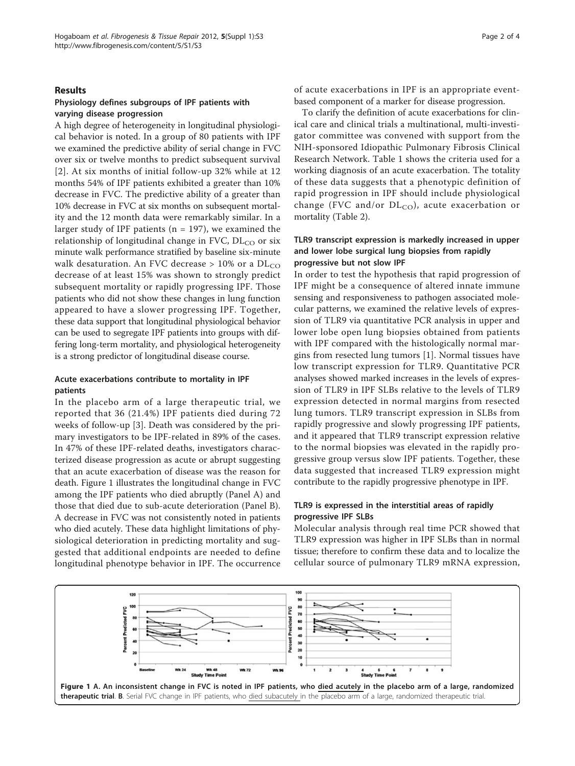## Results

### Physiology defines subgroups of IPF patients with varying disease progression

A high degree of heterogeneity in longitudinal physiological behavior is noted. In a group of 80 patients with IPF we examined the predictive ability of serial change in FVC over six or twelve months to predict subsequent survival [2]. At six months of initial follow-up 32% while at 12 months 54% of IPF patients exhibited a greater than 10% decrease in FVC. The predictive ability of a greater than 10% decrease in FVC at six months on subsequent mortality and the 12 month data were remarkably similar. In a larger study of IPF patients (n = 197), we examined the relationship of longitudinal change in FVC, $DL_{CO}$ or six minute walk performance stratified by baseline six-minute walk desaturation. An FVC decrease > 10% or a $DL_{CO}$ decrease of at least 15% was shown to strongly predict subsequent mortality or rapidly progressing IPF. Those patients who did not show these changes in lung function appeared to have a slower progressing IPF. Together, these data support that longitudinal physiological behavior can be used to segregate IPF patients into groups with differing long-term mortality, and physiological heterogeneity is a strong predictor of longitudinal disease course.

### Acute exacerbations contribute to mortality in IPF patients

In the placebo arm of a large therapeutic trial, we reported that 36 (21.4%) IPF patients died during 72 weeks of follow-up [3]. Death was considered by the primary investigators to be IPF-related in 89% of the cases. In 47% of these IPF-related deaths, investigators characterized disease progression as acute or abrupt suggesting that an acute exacerbation of disease was the reason for death. Figure 1 illustrates the longitudinal change in FVC among the IPF patients who died abruptly (Panel A) and those that died due to sub-acute deterioration (Panel B). A decrease in FVC was not consistently noted in patients who died acutely. These data highlight limitations of physiological deterioration in predicting mortality and suggested that additional endpoints are needed to define longitudinal phenotype behavior in IPF. The occurrence of acute exacerbations in IPF is an appropriate event-based component of a marker for disease progression.

To clarify the definition of acute exacerbations for clinical care and clinical trials a multinational, multi-investigator committee was convened with support from the NIH-sponsored Idiopathic Pulmonary Fibrosis Clinical Research Network. Table 1 shows the criteria used for a working diagnosis of an acute exacerbation. The totality of these data suggests that a phenotypic definition of rapid progression in IPF should include physiological change (FVC and/or $DL_{CO}$), acute exacerbation or mortality (Table 2).

### TLR9 transcript expression is markedly increased in upper and lower lobe surgical lung biopsies from rapidly progressive but not slow IPF

In order to test the hypothesis that rapid progression of IPF might be a consequence of altered innate immune sensing and responsiveness to pathogen associated molecular patterns, we examined the relative levels of expression of TLR9 via quantitative PCR analysis in upper and lower lobe open lung biopsies obtained from patients with IPF compared with the histologically normal margins from resected lung tumors [1]. Normal tissues have low transcript expression for TLR9. Quantitative PCR analyses showed marked increases in the levels of expression of TLR9 in IPF SLBs relative to the levels of TLR9 expression detected in normal margins from resected lung tumors. TLR9 transcript expression in SLBs from rapidly progressive and slowly progressing IPF patients, and it appeared that TLR9 transcript expression relative to the normal biopsies was elevated in the rapidly progressive group versus slow IPF patients. Together, these data suggested that increased TLR9 expression might contribute to the rapidly progressive phenotype in IPF.

### TLR9 is expressed in the interstitial areas of rapidly progressive IPF SLBs

Molecular analysis through real time PCR showed that TLR9 expression was higher in IPF SLBs than in normal tissue; therefore to confirm these data and to localize the cellular source of pulmonary TLR9 mRNA expression,

**Figure 1 A.** An inconsistent change in FVC is noted in IPF patients, who died acutely in the placebo arm of a large, randomized therapeutic trial. **B**. Serial FVC change in IPF patients, who died subacutely in the placebo arm of a large, randomized therapeutic trial.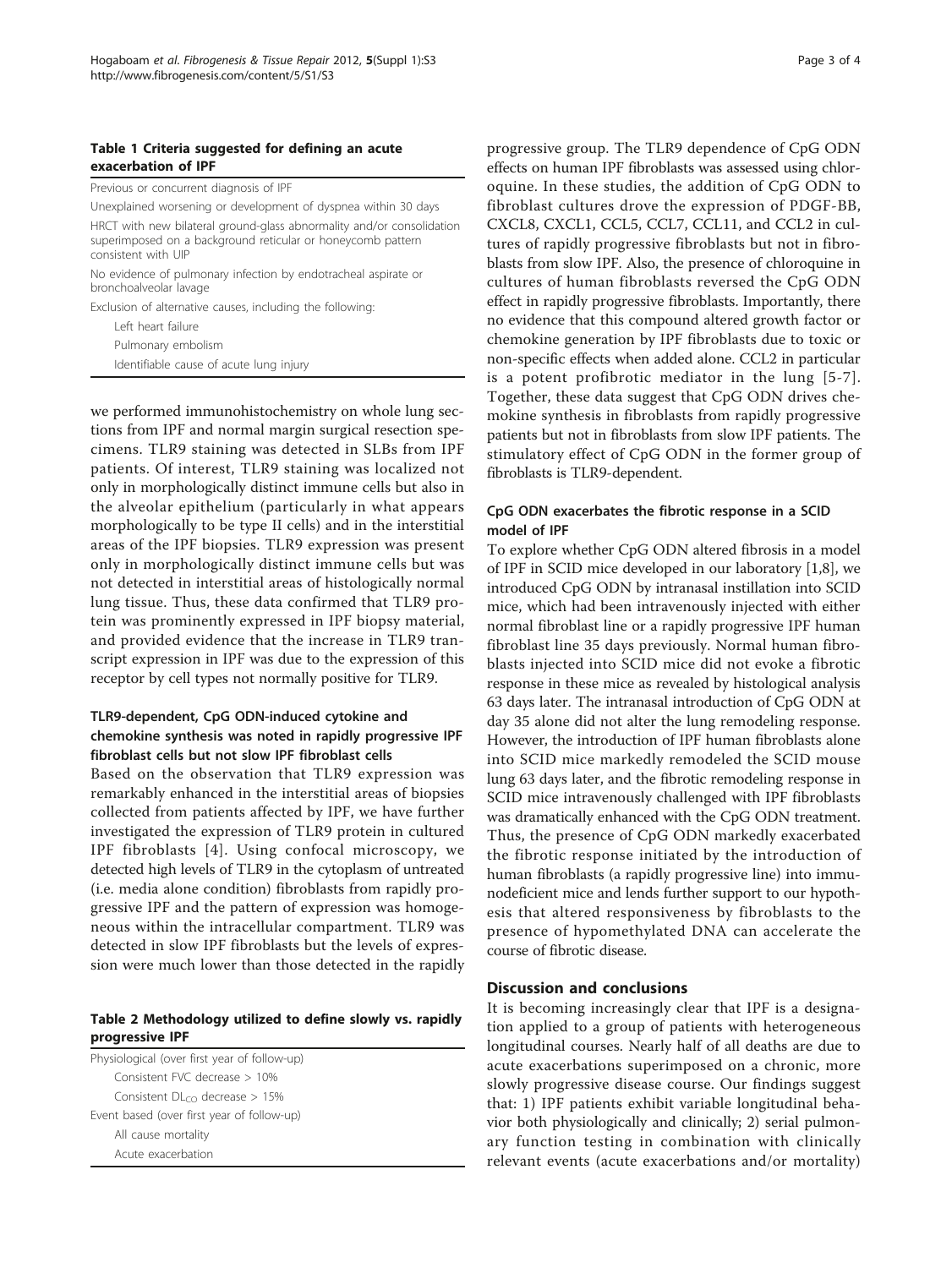**Table 1 Criteria suggested for defining an acute exacerbation of IPF**

| |
|---|
| Previous or concurrent diagnosis of IPF |
| Unexplained worsening or development of dyspnea within 30 days |
| HRCT with new bilateral ground-glass abnormality and/or consolidation superimposed on a background reticular or honeycomb pattern consistent with UIP |
| No evidence of pulmonary infection by endotracheal aspirate or bronchoalveolar lavage |
| Exclusion of alternative causes, including the following: |
| Left heart failure |
| Pulmonary embolism |
| Identifiable cause of acute lung injury |

we performed immunohistochemistry on whole lung sections from IPF and normal margin surgical resection specimens. TLR9 staining was detected in SLBs from IPF patients. Of interest, TLR9 staining was localized not only in morphologically distinct immune cells but also in the alveolar epithelium (particularly in what appears morphologically to be type II cells) and in the interstitial areas of the IPF biopsies. TLR9 expression was present only in morphologically distinct immune cells but was not detected in interstitial areas of histologically normal lung tissue. Thus, these data confirmed that TLR9 protein was prominently expressed in IPF biopsy material, and provided evidence that the increase in TLR9 transcript expression in IPF was due to the expression of this receptor by cell types not normally positive for TLR9.

### TLR9-dependent, CpG ODN-induced cytokine and chemokine synthesis was noted in rapidly progressive IPF fibroblast cells but not slow IPF fibroblast cells

Based on the observation that TLR9 expression was remarkably enhanced in the interstitial areas of biopsies collected from patients affected by IPF, we have further investigated the expression of TLR9 protein in cultured IPF fibroblasts [4]. Using confocal microscopy, we detected high levels of TLR9 in the cytoplasm of untreated (i.e. media alone condition) fibroblasts from rapidly progressive IPF and the pattern of expression was homogeneous within the intracellular compartment. TLR9 was detected in slow IPF fibroblasts but the levels of expression were much lower than those detected in the rapidly progressive group. The TLR9 dependence of CpG ODN effects on human IPF fibroblasts was assessed using chloroquine. In these studies, the addition of CpG ODN to fibroblast cultures drove the expression of PDGF-BB, CXCL8, CXCL1, CCL5, CCL7, CCL11, and CCL2 in cultures of rapidly progressive fibroblasts but not in fibroblasts from slow IPF. Also, the presence of chloroquine in cultures of human fibroblasts reversed the CpG ODN effect in rapidly progressive fibroblasts. Importantly, there no evidence that this compound altered growth factor or chemokine generation by IPF fibroblasts due to toxic or non-specific effects when added alone. CCL2 in particular is a potent profibrotic mediator in the lung [5-7]. Together, these data suggest that CpG ODN drives chemokine synthesis in fibroblasts from rapidly progressive patients but not in fibroblasts from slow IPF patients. The stimulatory effect of CpG ODN in the former group of fibroblasts is TLR9-dependent.

**Table 2 Methodology utilized to define slowly vs. rapidly progressive IPF**

| |
|---|
| Physiological (over first year of follow-up) |
| Consistent FVC decrease > 10% |
| Consistent $DL_{CO}$ decrease > 15% |
| Event based (over first year of follow-up) |
| All cause mortality |
| Acute exacerbation |

### CpG ODN exacerbates the fibrotic response in a SCID model of IPF

To explore whether CpG ODN altered fibrosis in a model of IPF in SCID mice developed in our laboratory [1,8], we introduced CpG ODN by intranasal instillation into SCID mice, which had been intravenously injected with either normal fibroblast line or a rapidly progressive IPF human fibroblast line 35 days previously. Normal human fibroblasts injected into SCID mice did not evoke a fibrotic response in these mice as revealed by histological analysis 63 days later. The intranasal introduction of CpG ODN at day 35 alone did not alter the lung remodeling response. However, the introduction of IPF human fibroblasts alone into SCID mice markedly remodeled the SCID mouse lung 63 days later, and the fibrotic remodeling response in SCID mice intravenously challenged with IPF fibroblasts was dramatically enhanced with the CpG ODN treatment. Thus, the presence of CpG ODN markedly exacerbated the fibrotic response initiated by the introduction of human fibroblasts (a rapidly progressive line) into immunodeficient mice and lends further support to our hypothesis that altered responsiveness by fibroblasts to the presence of hypomethylated DNA can accelerate the course of fibrotic disease.

## Discussion and conclusions

It is becoming increasingly clear that IPF is a designation applied to a group of patients with heterogeneous longitudinal courses. Nearly half of all deaths are due to acute exacerbations superimposed on a chronic, more slowly progressive disease course. Our findings suggest that: 1) IPF patients exhibit variable longitudinal behavior both physiologically and clinically; 2) serial pulmonary function testing in combination with clinically relevant events (acute exacerbations and/or mortality)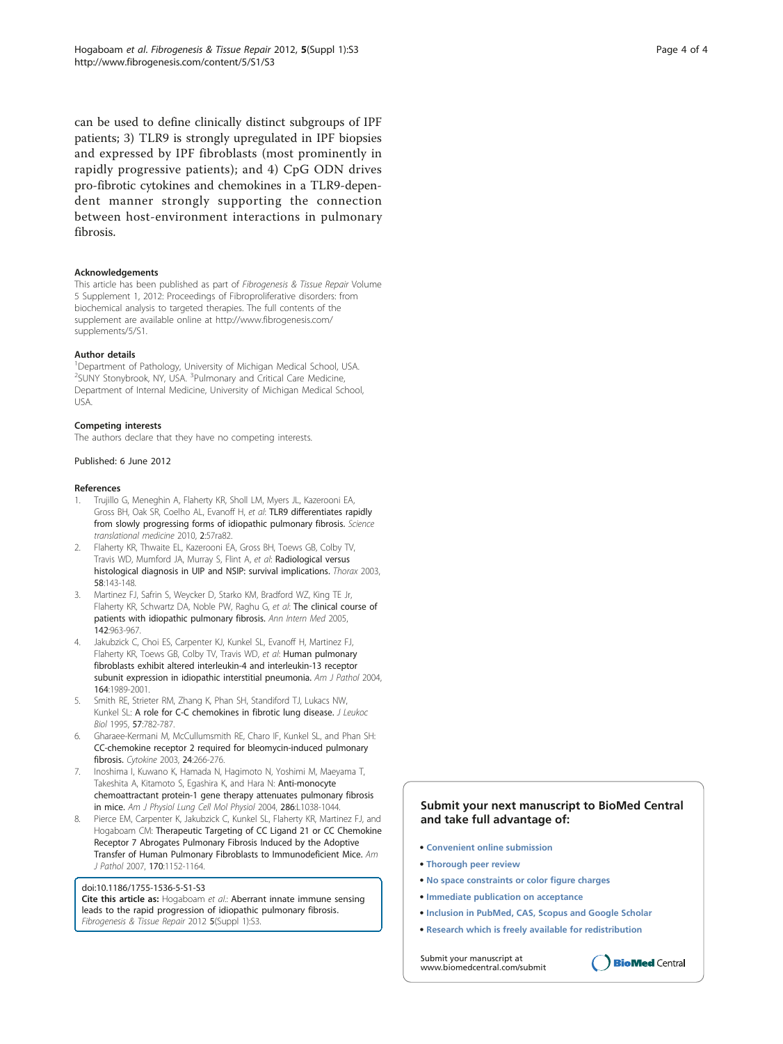can be used to define clinically distinct subgroups of IPF patients; 3) TLR9 is strongly upregulated in IPF biopsies and expressed by IPF fibroblasts (most prominently in rapidly progressive patients); and 4) CpG ODN drives pro-fibrotic cytokines and chemokines in a TLR9-dependent manner strongly supporting the connection between host-environment interactions in pulmonary fibrosis.

#### Acknowledgements

This article has been published as part of *Fibrogenesis & Tissue Repair* Volume 5 Supplement 1, 2012: Proceedings of Fibroproliferative disorders: from biochemical analysis to targeted therapies. The full contents of the supplement are available online at http://www.fibrogenesis.com/supplements/5/S1.

#### Author details

[1]Department of Pathology, University of Michigan Medical School, USA. [2]SUNY Stonybrook, NY, USA. [3]Pulmonary and Critical Care Medicine, Department of Internal Medicine, University of Michigan Medical School, USA.

#### Competing interests

The authors declare that they have no competing interests.

Published: 6 June 2012

#### References

1. Trujillo G, Meneghin A, Flaherty KR, Sholl LM, Myers JL, Kazerooni EA, Gross BH, Oak SR, Coelho AL, Evanoff H, *et al*: **TLR9 differentiates rapidly from slowly progressing forms of idiopathic pulmonary fibrosis.** *Science translational medicine* 2010, **2**:57ra82.
2. Flaherty KR, Thwaite EL, Kazerooni EA, Gross BH, Toews GB, Colby TV, Travis WD, Mumford JA, Murray S, Flint A, *et al*: **Radiological versus histological diagnosis in UIP and NSIP: survival implications.** *Thorax* 2003, **58**:143-148.
3. Martinez FJ, Safrin S, Weycker D, Starko KM, Bradford WZ, King TE Jr, Flaherty KR, Schwartz DA, Noble PW, Raghu G, *et al*: **The clinical course of patients with idiopathic pulmonary fibrosis.** *Ann Intern Med* 2005, **142**:963-967.
4. Jakubzick C, Choi ES, Carpenter KJ, Kunkel SL, Evanoff H, Martinez FJ, Flaherty KR, Toews GB, Colby TV, Travis WD, *et al*: **Human pulmonary fibroblasts exhibit altered interleukin-4 and interleukin-13 receptor subunit expression in idiopathic interstitial pneumonia.** *Am J Pathol* 2004, **164**:1989-2001.
5. Smith RE, Strieter RM, Zhang K, Phan SH, Standiford TJ, Lukacs NW, Kunkel SL: **A role for C-C chemokines in fibrotic lung disease.** *J Leukoc Biol* 1995, **57**:782-787.
6. Gharaee-Kermani M, McCullumsmith RE, Charo IF, Kunkel SL, and Phan SH: **CC-chemokine receptor 2 required for bleomycin-induced pulmonary fibrosis.** *Cytokine* 2003, **24**:266-276.
7. Inoshima I, Kuwano K, Hamada N, Hagimoto N, Yoshimi M, Maeyama T, Takeshita A, Kitamoto S, Egashira K, and Hara N: **Anti-monocyte chemoattractant protein-1 gene therapy attenuates pulmonary fibrosis in mice.** *Am J Physiol Lung Cell Mol Physiol* 2004, **286**:L1038-1044.
8. Pierce EM, Carpenter K, Jakubzick C, Kunkel SL, Flaherty KR, Martinez FJ, and Hogaboam CM: **Therapeutic Targeting of CC Ligand 21 or CC Chemokine Receptor 7 Abrogates Pulmonary Fibrosis Induced by the Adoptive Transfer of Human Pulmonary Fibroblasts to Immunodeficient Mice.** *Am J Pathol* 2007, **170**:1152-1164.

doi:10.1186/1755-1536-5-S1-S3

**Cite this article as:** Hogaboam *et al.*: Aberrant innate immune sensing leads to the rapid progression of idiopathic pulmonary fibrosis. *Fibrogenesis & Tissue Repair* 2012 **5**(Suppl 1):S3.

**Submit your next manuscript to BioMed Central and take full advantage of:**

- Convenient online submission
- Thorough peer review
- No space constraints or color figure charges
- Immediate publication on acceptance
- Inclusion in PubMed, CAS, Scopus and Google Scholar
- Research which is freely available for redistribution

Submit your manuscript at www.biomedcentral.com/submit